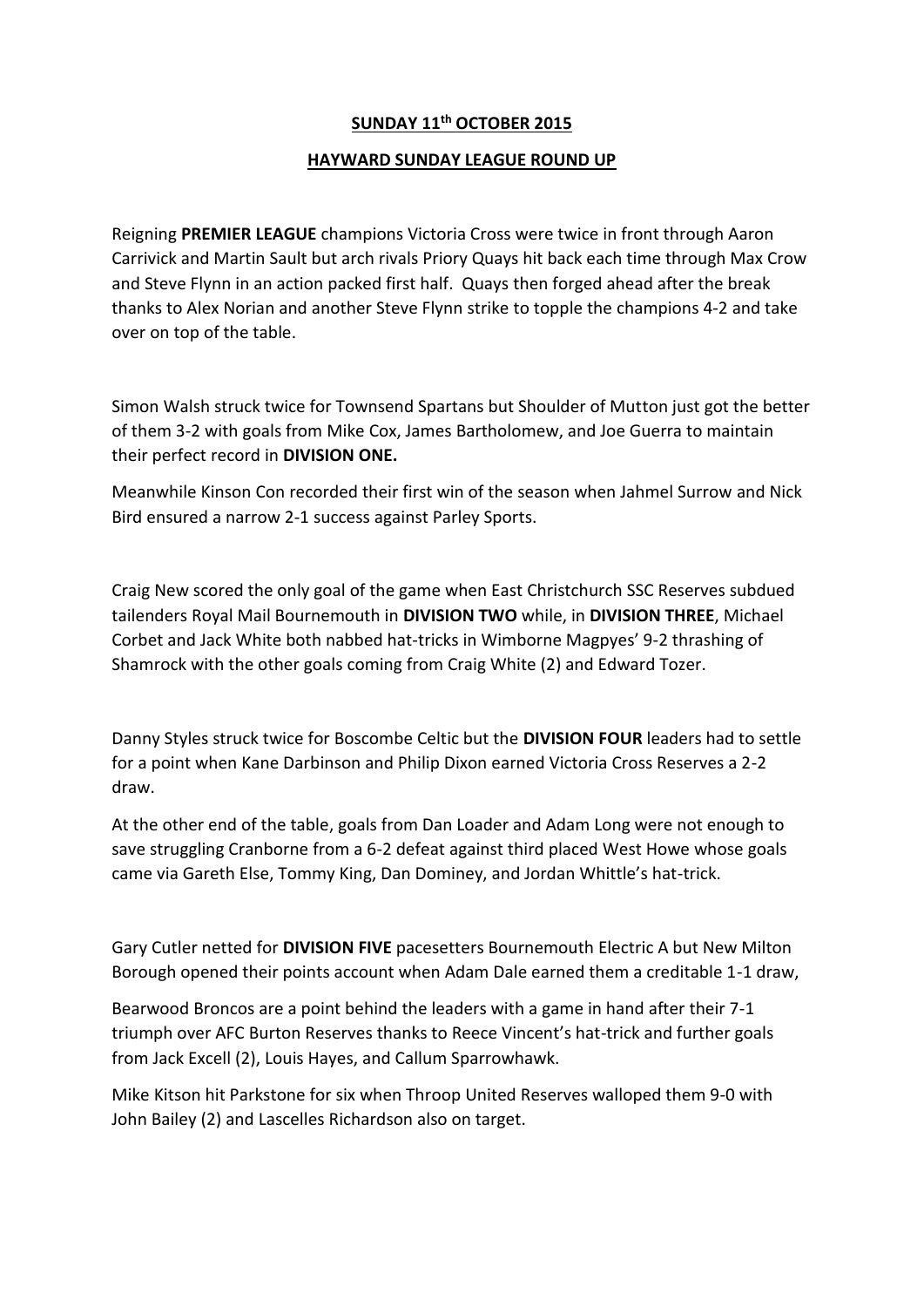**SUNDAY 11th OCTOBER 2015**

**HAYWARD SUNDAY LEAGUE ROUND UP**

Reigning **PREMIER LEAGUE** champions Victoria Cross were twice in front through Aaron Carrivick and Martin Sault but arch rivals Priory Quays hit back each time through Max Crow and Steve Flynn in an action packed first half. Quays then forged ahead after the break thanks to Alex Norian and another Steve Flynn strike to topple the champions 4-2 and take over on top of the table.

Simon Walsh struck twice for Townsend Spartans but Shoulder of Mutton just got the better of them 3-2 with goals from Mike Cox, James Bartholomew, and Joe Guerra to maintain their perfect record in **DIVISION ONE.**

Meanwhile Kinson Con recorded their first win of the season when Jahmel Surrow and Nick Bird ensured a narrow 2-1 success against Parley Sports.

Craig New scored the only goal of the game when East Christchurch SSC Reserves subdued tailenders Royal Mail Bournemouth in **DIVISION TWO** while, in **DIVISION THREE**, Michael Corbet and Jack White both nabbed hat-tricks in Wimborne Magpyes' 9-2 thrashing of Shamrock with the other goals coming from Craig White (2) and Edward Tozer.

Danny Styles struck twice for Boscombe Celtic but the **DIVISION FOUR** leaders had to settle for a point when Kane Darbinson and Philip Dixon earned Victoria Cross Reserves a 2-2 draw.

At the other end of the table, goals from Dan Loader and Adam Long were not enough to save struggling Cranborne from a 6-2 defeat against third placed West Howe whose goals came via Gareth Else, Tommy King, Dan Dominey, and Jordan Whittle's hat-trick.

Gary Cutler netted for **DIVISION FIVE** pacesetters Bournemouth Electric A but New Milton Borough opened their points account when Adam Dale earned them a creditable 1-1 draw,

Bearwood Broncos are a point behind the leaders with a game in hand after their 7-1 triumph over AFC Burton Reserves thanks to Reece Vincent's hat-trick and further goals from Jack Excell (2), Louis Hayes, and Callum Sparrowhawk.

Mike Kitson hit Parkstone for six when Throop United Reserves walloped them 9-0 with John Bailey (2) and Lascelles Richardson also on target.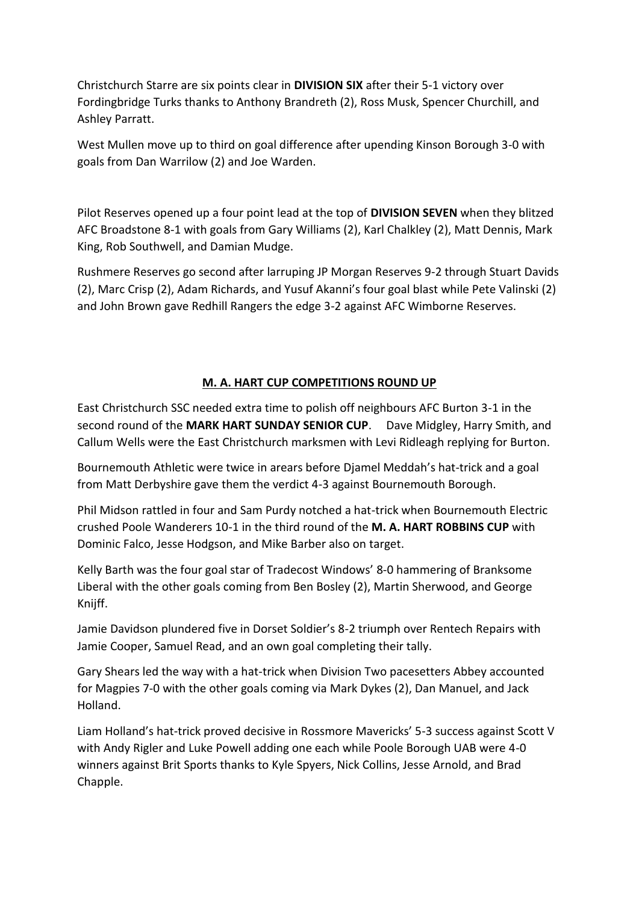Christchurch Starre are six points clear in **DIVISION SIX** after their 5-1 victory over Fordingbridge Turks thanks to Anthony Brandreth (2), Ross Musk, Spencer Churchill, and Ashley Parratt.

West Mullen move up to third on goal difference after upending Kinson Borough 3-0 with goals from Dan Warrilow (2) and Joe Warden.

Pilot Reserves opened up a four point lead at the top of **DIVISION SEVEN** when they blitzed AFC Broadstone 8-1 with goals from Gary Williams (2), Karl Chalkley (2), Matt Dennis, Mark King, Rob Southwell, and Damian Mudge.

Rushmere Reserves go second after larruping JP Morgan Reserves 9-2 through Stuart Davids (2), Marc Crisp (2), Adam Richards, and Yusuf Akanni's four goal blast while Pete Valinski (2) and John Brown gave Redhill Rangers the edge 3-2 against AFC Wimborne Reserves.

## M. A. HART CUP COMPETITIONS ROUND UP

East Christchurch SSC needed extra time to polish off neighbours AFC Burton 3-1 in the second round of the **MARK HART SUNDAY SENIOR CUP**. Dave Midgley, Harry Smith, and Callum Wells were the East Christchurch marksmen with Levi Ridleagh replying for Burton.

Bournemouth Athletic were twice in arears before Djamel Meddah's hat-trick and a goal from Matt Derbyshire gave them the verdict 4-3 against Bournemouth Borough.

Phil Midson rattled in four and Sam Purdy notched a hat-trick when Bournemouth Electric crushed Poole Wanderers 10-1 in the third round of the **M. A. HART ROBBINS CUP** with Dominic Falco, Jesse Hodgson, and Mike Barber also on target.

Kelly Barth was the four goal star of Tradecost Windows' 8-0 hammering of Branksome Liberal with the other goals coming from Ben Bosley (2), Martin Sherwood, and George Knijff.

Jamie Davidson plundered five in Dorset Soldier's 8-2 triumph over Rentech Repairs with Jamie Cooper, Samuel Read, and an own goal completing their tally.

Gary Shears led the way with a hat-trick when Division Two pacesetters Abbey accounted for Magpies 7-0 with the other goals coming via Mark Dykes (2), Dan Manuel, and Jack Holland.

Liam Holland's hat-trick proved decisive in Rossmore Mavericks' 5-3 success against Scott V with Andy Rigler and Luke Powell adding one each while Poole Borough UAB were 4-0 winners against Brit Sports thanks to Kyle Spyers, Nick Collins, Jesse Arnold, and Brad Chapple.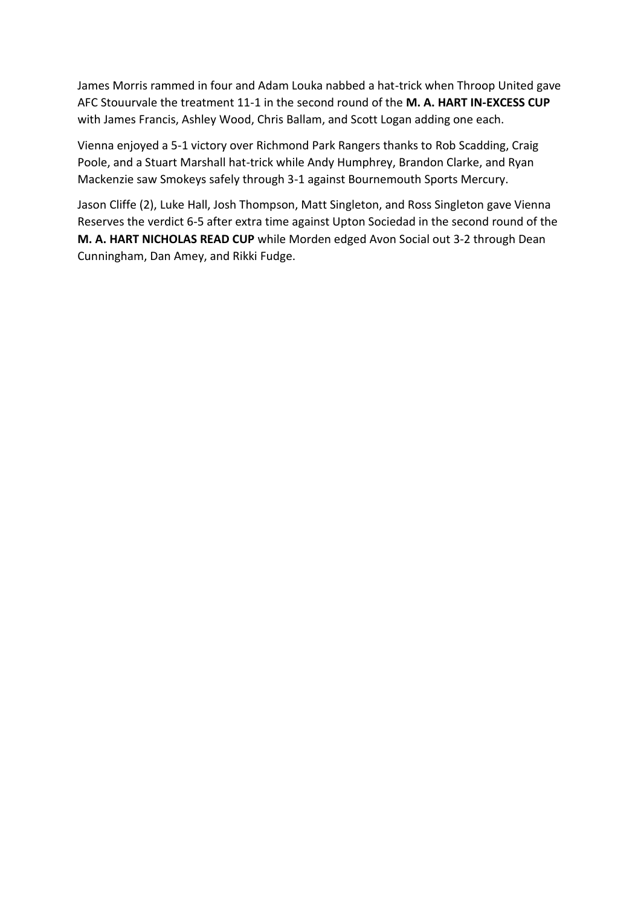James Morris rammed in four and Adam Louka nabbed a hat-trick when Throop United gave AFC Stouurvale the treatment 11-1 in the second round of the **M. A. HART IN-EXCESS CUP** with James Francis, Ashley Wood, Chris Ballam, and Scott Logan adding one each.

Vienna enjoyed a 5-1 victory over Richmond Park Rangers thanks to Rob Scadding, Craig Poole, and a Stuart Marshall hat-trick while Andy Humphrey, Brandon Clarke, and Ryan Mackenzie saw Smokeys safely through 3-1 against Bournemouth Sports Mercury.

Jason Cliffe (2), Luke Hall, Josh Thompson, Matt Singleton, and Ross Singleton gave Vienna Reserves the verdict 6-5 after extra time against Upton Sociedad in the second round of the **M. A. HART NICHOLAS READ CUP** while Morden edged Avon Social out 3-2 through Dean Cunningham, Dan Amey, and Rikki Fudge.